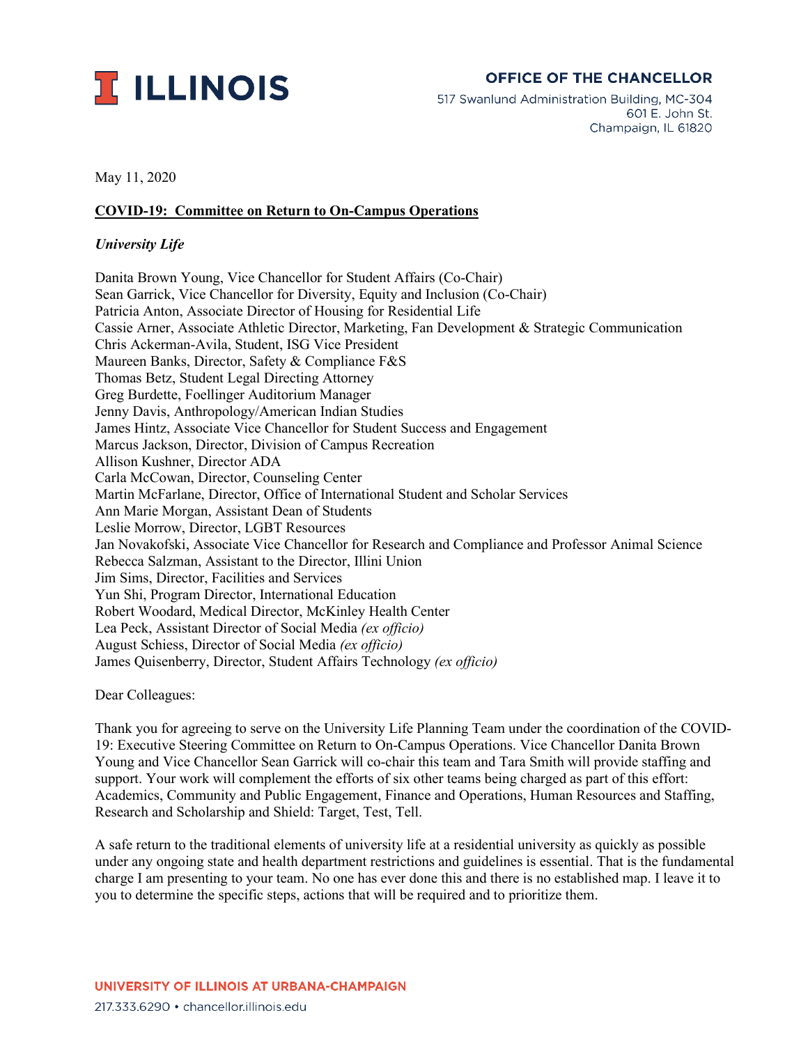**I ILLINOIS**

**OFFICE OF THE CHANCELLOR**
517 Swanlund Administration Building, MC-304
601 E. John St.
Champaign, IL 61820

May 11, 2020

**COVID-19: Committee on Return to On-Campus Operations**

***University Life***

Danita Brown Young, Vice Chancellor for Student Affairs (Co-Chair)
Sean Garrick, Vice Chancellor for Diversity, Equity and Inclusion (Co-Chair)
Patricia Anton, Associate Director of Housing for Residential Life
Cassie Arner, Associate Athletic Director, Marketing, Fan Development & Strategic Communication
Chris Ackerman-Avila, Student, ISG Vice President
Maureen Banks, Director, Safety & Compliance F&S
Thomas Betz, Student Legal Directing Attorney
Greg Burdette, Foellinger Auditorium Manager
Jenny Davis, Anthropology/American Indian Studies
James Hintz, Associate Vice Chancellor for Student Success and Engagement
Marcus Jackson, Director, Division of Campus Recreation
Allison Kushner, Director ADA
Carla McCowan, Director, Counseling Center
Martin McFarlane, Director, Office of International Student and Scholar Services
Ann Marie Morgan, Assistant Dean of Students
Leslie Morrow, Director, LGBT Resources
Jan Novakofski, Associate Vice Chancellor for Research and Compliance and Professor Animal Science
Rebecca Salzman, Assistant to the Director, Illini Union
Jim Sims, Director, Facilities and Services
Yun Shi, Program Director, International Education
Robert Woodard, Medical Director, McKinley Health Center
Lea Peck, Assistant Director of Social Media *(ex officio)*
August Schiess, Director of Social Media *(ex officio)*
James Quisenberry, Director, Student Affairs Technology *(ex officio)*

Dear Colleagues:

Thank you for agreeing to serve on the University Life Planning Team under the coordination of the COVID-19: Executive Steering Committee on Return to On-Campus Operations. Vice Chancellor Danita Brown Young and Vice Chancellor Sean Garrick will co-chair this team and Tara Smith will provide staffing and support. Your work will complement the efforts of six other teams being charged as part of this effort: Academics, Community and Public Engagement, Finance and Operations, Human Resources and Staffing, Research and Scholarship and Shield: Target, Test, Tell.

A safe return to the traditional elements of university life at a residential university as quickly as possible under any ongoing state and health department restrictions and guidelines is essential. That is the fundamental charge I am presenting to your team. No one has ever done this and there is no established map. I leave it to you to determine the specific steps, actions that will be required and to prioritize them.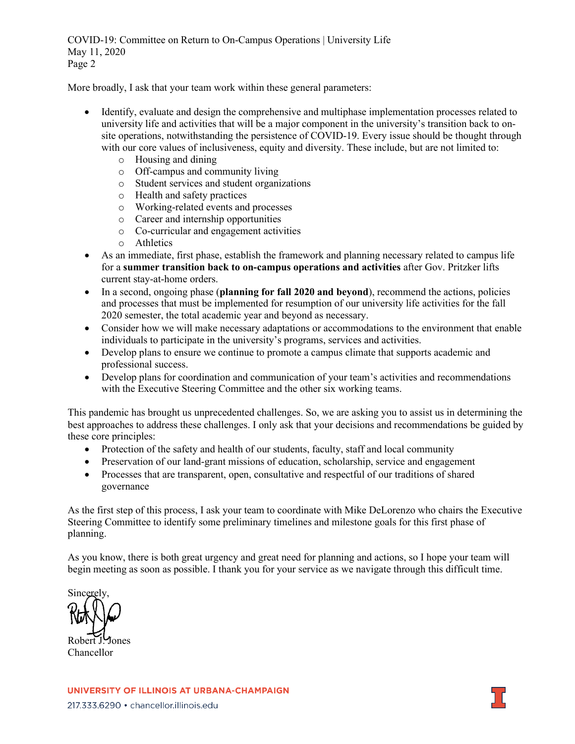More broadly, I ask that your team work within these general parameters:

- Identify, evaluate and design the comprehensive and multiphase implementation processes related to university life and activities that will be a major component in the university's transition back to on-site operations, notwithstanding the persistence of COVID-19. Every issue should be thought through with our core values of inclusiveness, equity and diversity. These include, but are not limited to:
    - Housing and dining
    - Off-campus and community living
    - Student services and student organizations
    - Health and safety practices
    - Working-related events and processes
    - Career and internship opportunities
    - Co-curricular and engagement activities
    - Athletics
- As an immediate, first phase, establish the framework and planning necessary related to campus life for a **summer transition back to on-campus operations and activities** after Gov. Pritzker lifts current stay-at-home orders.
- In a second, ongoing phase (**planning for fall 2020 and beyond**), recommend the actions, policies and processes that must be implemented for resumption of our university life activities for the fall 2020 semester, the total academic year and beyond as necessary.
- Consider how we will make necessary adaptations or accommodations to the environment that enable individuals to participate in the university's programs, services and activities.
- Develop plans to ensure we continue to promote a campus climate that supports academic and professional success.
- Develop plans for coordination and communication of your team's activities and recommendations with the Executive Steering Committee and the other six working teams.

This pandemic has brought us unprecedented challenges. So, we are asking you to assist us in determining the best approaches to address these challenges. I only ask that your decisions and recommendations be guided by these core principles:

- Protection of the safety and health of our students, faculty, staff and local community
- Preservation of our land-grant missions of education, scholarship, service and engagement
- Processes that are transparent, open, consultative and respectful of our traditions of shared governance

As the first step of this process, I ask your team to coordinate with Mike DeLorenzo who chairs the Executive Steering Committee to identify some preliminary timelines and milestone goals for this first phase of planning.

As you know, there is both great urgency and great need for planning and actions, so I hope your team will begin meeting as soon as possible. I thank you for your service as we navigate through this difficult time.

Sincerely,

Robert J. Jones
Chancellor